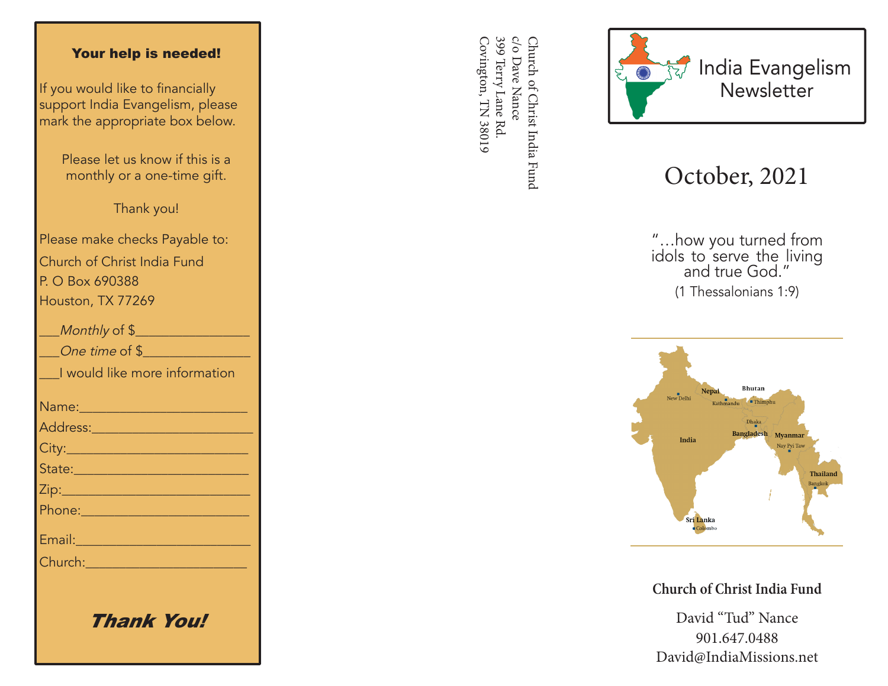## Your help is needed!

If you would like to financially support India Evangelism, please mark the appropriate box below.

Please let us know if this is a monthly or a one-time gift.

Thank you!

Please make checks Payable to:
Church of Christ India Fund
P. O Box 690388
Houston, TX 77269

___*Monthly* of $_______________
___*One time* of $_______________
___I would like more information

Name:_______________________
Address:_____________________
City:_________________________
State:________________________
Zip:__________________________
Phone:_______________________
Email:________________________
Church:______________________

***Thank You!***

Church of Christ India Fund
c/o Dave Nance
399 Terry Lane Rd.
Covington, TN 38019

# India Evangelism Newsletter

## October, 2021

"…how you turned from idols to serve the living and true God."
(1 Thessalonians 1:9)

Nepal, Bhutan, New Delhi, Kathmandu, Thimphu, Dhaka, India, Bangladesh, Myanmar, Nay Pyi Taw, Thailand, Bangkok, Sri Lanka, Colombo

**Church of Christ India Fund**

David "Tud" Nance
901.647.0488
David@IndiaMissions.net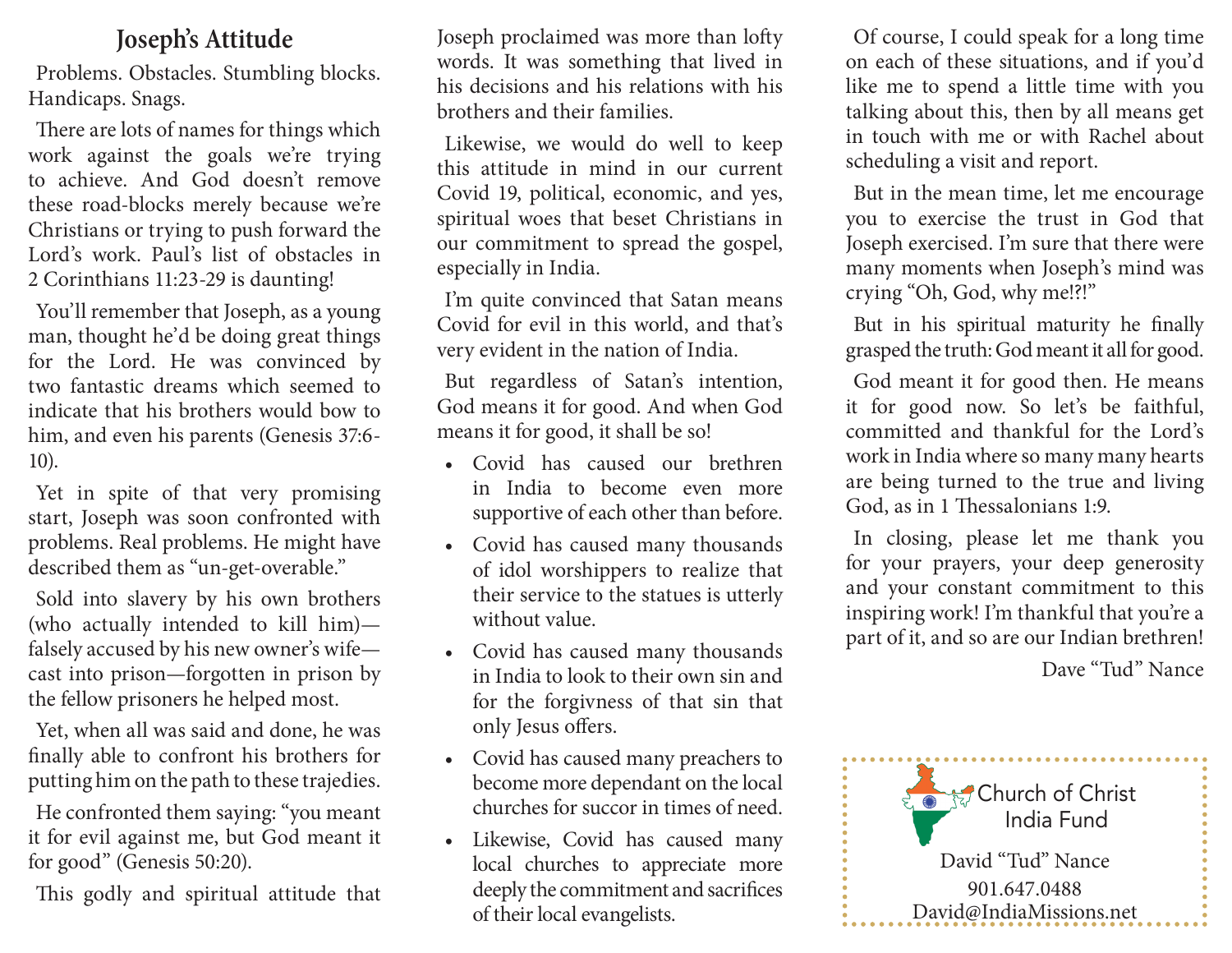## Joseph's Attitude

Problems. Obstacles. Stumbling blocks. Handicaps. Snags.

There are lots of names for things which work against the goals we're trying to achieve. And God doesn't remove these road-blocks merely because we're Christians or trying to push forward the Lord's work. Paul's list of obstacles in 2 Corinthians 11:23-29 is daunting!

You'll remember that Joseph, as a young man, thought he'd be doing great things for the Lord. He was convinced by two fantastic dreams which seemed to indicate that his brothers would bow to him, and even his parents (Genesis 37:6-10).

Yet in spite of that very promising start, Joseph was soon confronted with problems. Real problems. He might have described them as "un-get-overable."

Sold into slavery by his own brothers (who actually intended to kill him)—falsely accused by his new owner's wife—cast into prison—forgotten in prison by the fellow prisoners he helped most.

Yet, when all was said and done, he was finally able to confront his brothers for putting him on the path to these trajedies.

He confronted them saying: "you meant it for evil against me, but God meant it for good" (Genesis 50:20).

This godly and spiritual attitude that Joseph proclaimed was more than lofty words. It was something that lived in his decisions and his relations with his brothers and their families.

Likewise, we would do well to keep this attitude in mind in our current Covid 19, political, economic, and yes, spiritual woes that beset Christians in our commitment to spread the gospel, especially in India.

I'm quite convinced that Satan means Covid for evil in this world, and that's very evident in the nation of India.

But regardless of Satan's intention, God means it for good. And when God means it for good, it shall be so!

- Covid has caused our brethren in India to become even more supportive of each other than before.
- Covid has caused many thousands of idol worshippers to realize that their service to the statues is utterly without value.
- Covid has caused many thousands in India to look to their own sin and for the forgivness of that sin that only Jesus offers.
- Covid has caused many preachers to become more dependant on the local churches for succor in times of need.
- Likewise, Covid has caused many local churches to appreciate more deeply the commitment and sacrifices of their local evangelists.

Of course, I could speak for a long time on each of these situations, and if you'd like me to spend a little time with you talking about this, then by all means get in touch with me or with Rachel about scheduling a visit and report.

But in the mean time, let me encourage you to exercise the trust in God that Joseph exercised. I'm sure that there were many moments when Joseph's mind was crying "Oh, God, why me!?!"

But in his spiritual maturity he finally grasped the truth: God meant it all for good.

God meant it for good then. He means it for good now. So let's be faithful, committed and thankful for the Lord's work in India where so many many hearts are being turned to the true and living God, as in 1 Thessalonians 1:9.

In closing, please let me thank you for your prayers, your deep generosity and your constant commitment to this inspiring work! I'm thankful that you're a part of it, and so are our Indian brethren!

Dave "Tud" Nance

Church of Christ
India Fund

David "Tud" Nance
901.647.0488
David@IndiaMissions.net